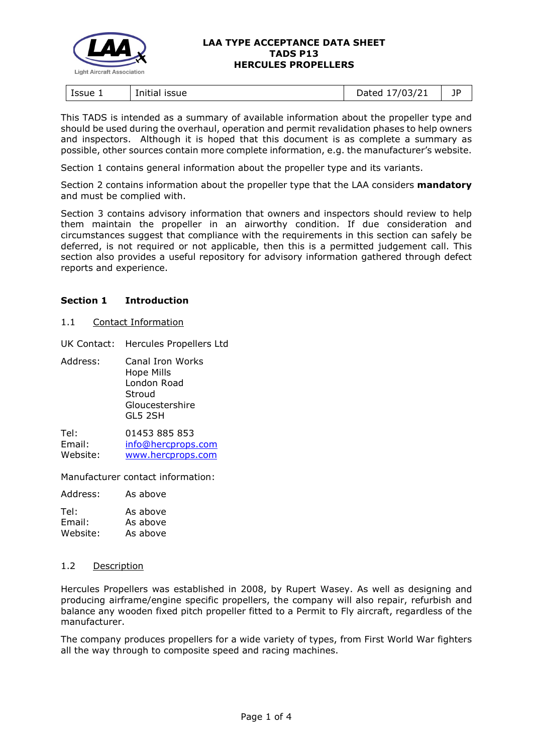# LAA TYPE ACCEPTANCE DATA SHEET
# TADS P13
# HERCULES PROPELLERS

| Issue 1 | Initial issue | Dated 17/03/21 | JP |
|---|---|---|---|

This TADS is intended as a summary of available information about the propeller type and should be used during the overhaul, operation and permit revalidation phases to help owners and inspectors. Although it is hoped that this document is as complete a summary as possible, other sources contain more complete information, e.g. the manufacturer's website.

Section 1 contains general information about the propeller type and its variants.

Section 2 contains information about the propeller type that the LAA considers **mandatory** and must be complied with.

Section 3 contains advisory information that owners and inspectors should review to help them maintain the propeller in an airworthy condition. If due consideration and circumstances suggest that compliance with the requirements in this section can safely be deferred, is not required or not applicable, then this is a permitted judgement call. This section also provides a useful repository for advisory information gathered through defect reports and experience.

## Section 1 Introduction

### 1.1 Contact Information

UK Contact: Hercules Propellers Ltd

Address: Canal Iron Works
Hope Mills
London Road
Stroud
Gloucestershire
GL5 2SH

Tel: 01453 885 853
Email: info@hercprops.com
Website: www.hercprops.com

Manufacturer contact information:

Address: As above

Tel: As above
Email: As above
Website: As above

### 1.2 Description

Hercules Propellers was established in 2008, by Rupert Wasey. As well as designing and producing airframe/engine specific propellers, the company will also repair, refurbish and balance any wooden fixed pitch propeller fitted to a Permit to Fly aircraft, regardless of the manufacturer.

The company produces propellers for a wide variety of types, from First World War fighters all the way through to composite speed and racing machines.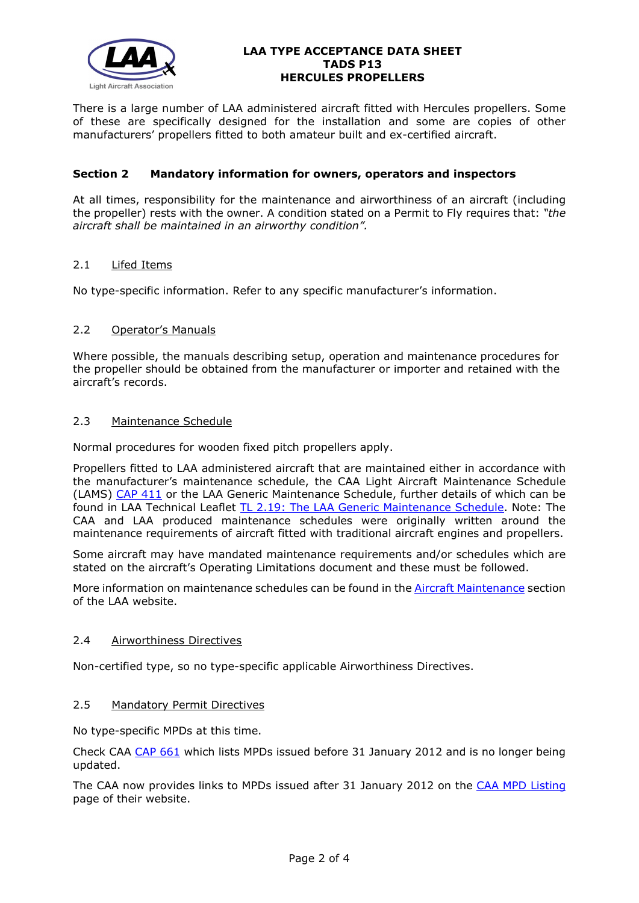**LAA TYPE ACCEPTANCE DATA SHEET**
**TADS P13**
**HERCULES PROPELLERS**

There is a large number of LAA administered aircraft fitted with Hercules propellers. Some of these are specifically designed for the installation and some are copies of other manufacturers' propellers fitted to both amateur built and ex-certified aircraft.

## Section 2 Mandatory information for owners, operators and inspectors

At all times, responsibility for the maintenance and airworthiness of an aircraft (including the propeller) rests with the owner. A condition stated on a Permit to Fly requires that: *"the aircraft shall be maintained in an airworthy condition".*

### 2.1 Lifed Items

No type-specific information. Refer to any specific manufacturer's information.

### 2.2 Operator's Manuals

Where possible, the manuals describing setup, operation and maintenance procedures for the propeller should be obtained from the manufacturer or importer and retained with the aircraft's records.

### 2.3 Maintenance Schedule

Normal procedures for wooden fixed pitch propellers apply.

Propellers fitted to LAA administered aircraft that are maintained either in accordance with the manufacturer's maintenance schedule, the CAA Light Aircraft Maintenance Schedule (LAMS) CAP 411 or the LAA Generic Maintenance Schedule, further details of which can be found in LAA Technical Leaflet TL 2.19: The LAA Generic Maintenance Schedule. Note: The CAA and LAA produced maintenance schedules were originally written around the maintenance requirements of aircraft fitted with traditional aircraft engines and propellers.

Some aircraft may have mandated maintenance requirements and/or schedules which are stated on the aircraft's Operating Limitations document and these must be followed.

More information on maintenance schedules can be found in the Aircraft Maintenance section of the LAA website.

### 2.4 Airworthiness Directives

Non-certified type, so no type-specific applicable Airworthiness Directives.

### 2.5 Mandatory Permit Directives

No type-specific MPDs at this time.

Check CAA CAP 661 which lists MPDs issued before 31 January 2012 and is no longer being updated.

The CAA now provides links to MPDs issued after 31 January 2012 on the CAA MPD Listing page of their website.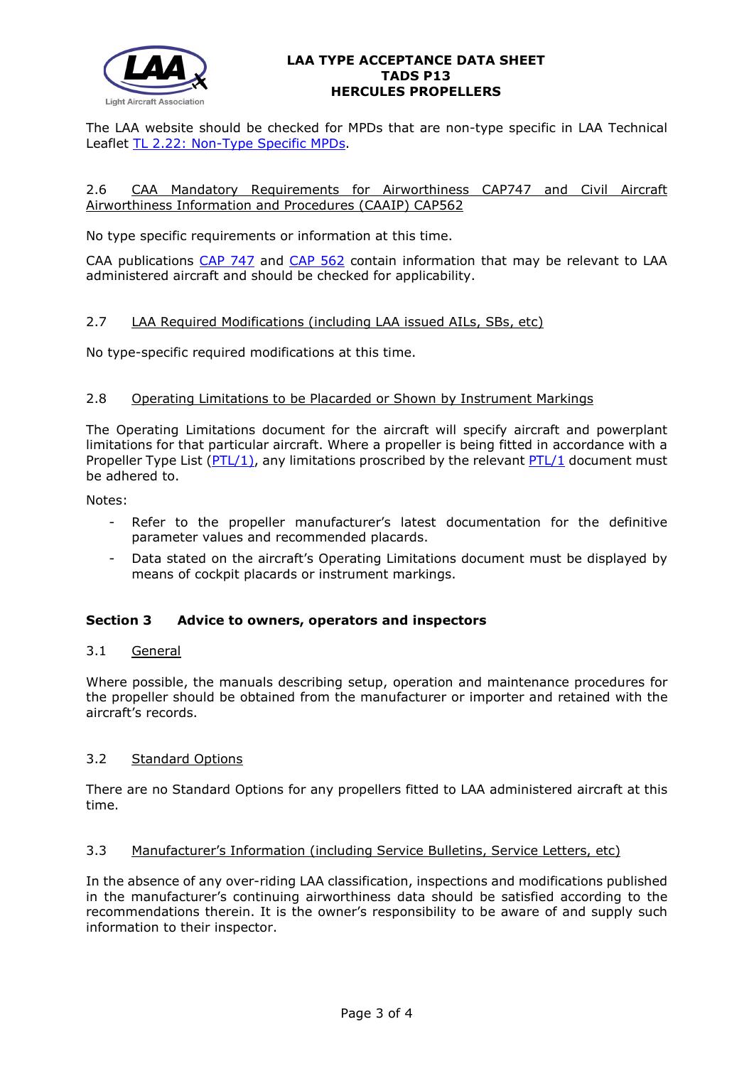The LAA website should be checked for MPDs that are non-type specific in LAA Technical Leaflet TL 2.22: Non-Type Specific MPDs.

### 2.6 CAA Mandatory Requirements for Airworthiness CAP747 and Civil Aircraft Airworthiness Information and Procedures (CAAIP) CAP562

No type specific requirements or information at this time.

CAA publications CAP 747 and CAP 562 contain information that may be relevant to LAA administered aircraft and should be checked for applicability.

### 2.7 LAA Required Modifications (including LAA issued AILs, SBs, etc)

No type-specific required modifications at this time.

### 2.8 Operating Limitations to be Placarded or Shown by Instrument Markings

The Operating Limitations document for the aircraft will specify aircraft and powerplant limitations for that particular aircraft. Where a propeller is being fitted in accordance with a Propeller Type List (PTL/1), any limitations proscribed by the relevant PTL/1 document must be adhered to.

Notes:

- Refer to the propeller manufacturer's latest documentation for the definitive parameter values and recommended placards.
- Data stated on the aircraft's Operating Limitations document must be displayed by means of cockpit placards or instrument markings.

## Section 3 Advice to owners, operators and inspectors

### 3.1 General

Where possible, the manuals describing setup, operation and maintenance procedures for the propeller should be obtained from the manufacturer or importer and retained with the aircraft's records.

### 3.2 Standard Options

There are no Standard Options for any propellers fitted to LAA administered aircraft at this time.

### 3.3 Manufacturer's Information (including Service Bulletins, Service Letters, etc)

In the absence of any over-riding LAA classification, inspections and modifications published in the manufacturer's continuing airworthiness data should be satisfied according to the recommendations therein. It is the owner's responsibility to be aware of and supply such information to their inspector.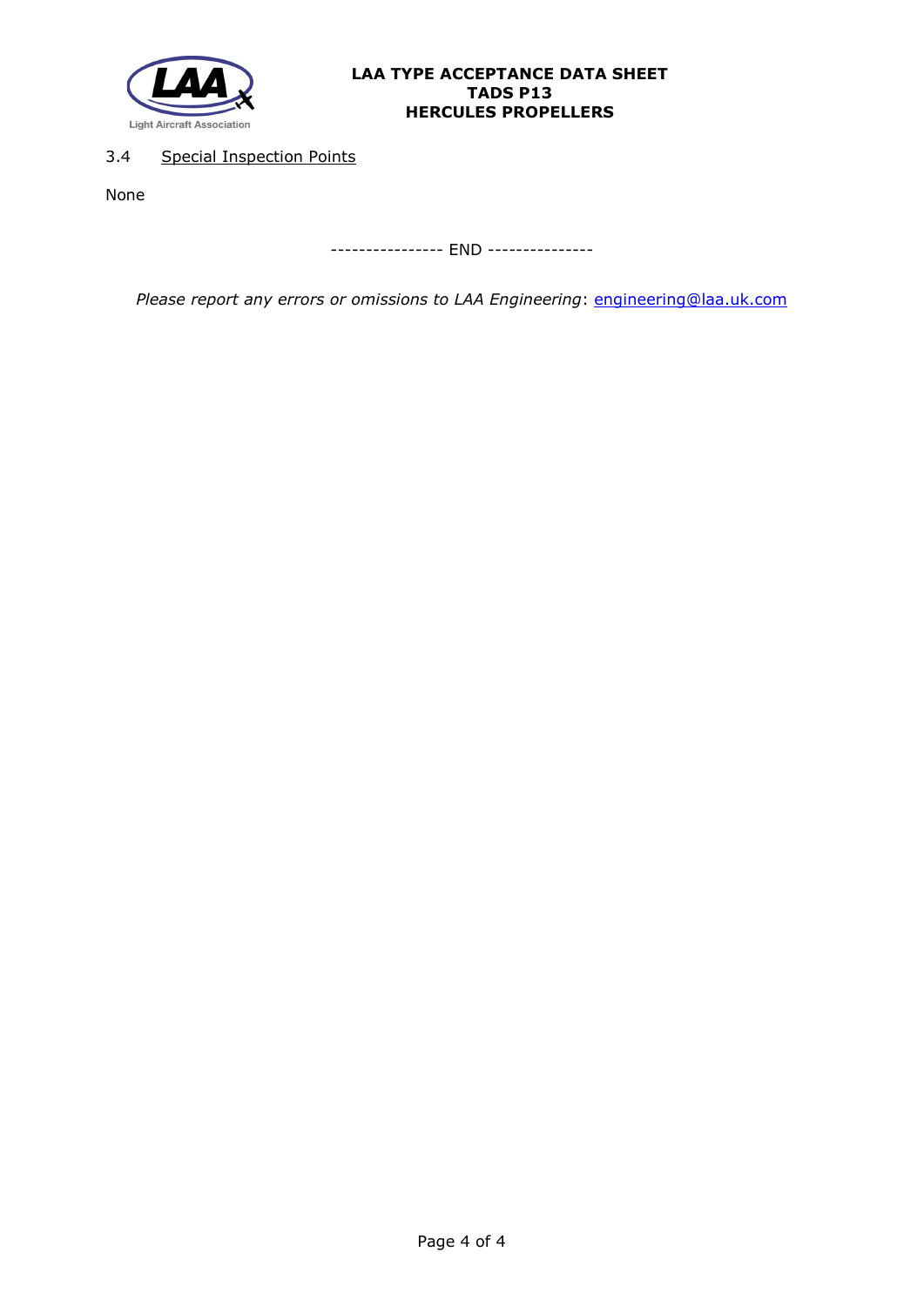### 3.4 Special Inspection Points

None

--------------- END ---------------

*Please report any errors or omissions to LAA Engineering*: engineering@laa.uk.com